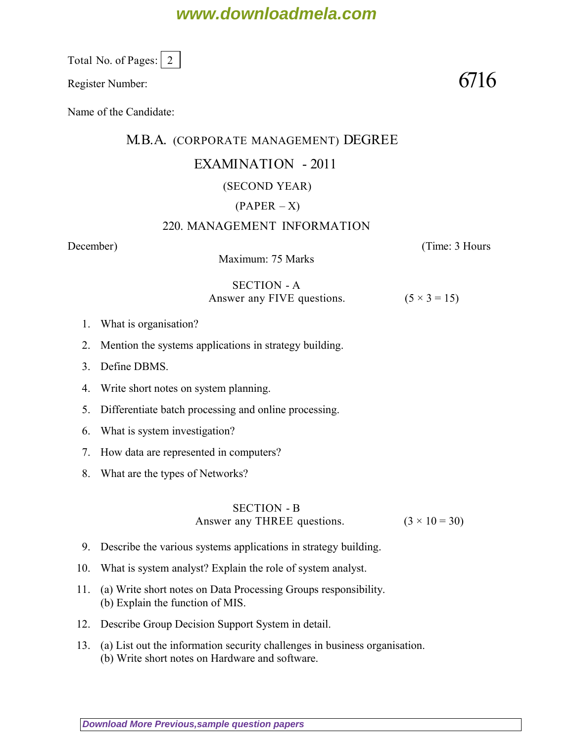Total No. of Pages: 2

Register Number: **6716**

Name of the Candidate:

# M.B.A. (CORPORATE MANAGEMENT) DEGREE

## EXAMINATION - 2011

(SECOND YEAR)

(PAPER – X)

### 220. MANAGEMENT INFORMATION

December) (Time: 3 Hours

Maximum: 75 Marks

### SECTION - A

Answer any FIVE questions. (5 × 3 = 15)

1. What is organisation?
2. Mention the systems applications in strategy building.
3. Define DBMS.
4. Write short notes on system planning.
5. Differentiate batch processing and online processing.
6. What is system investigation?
7. How data are represented in computers?
8. What are the types of Networks?

### SECTION - B

Answer any THREE questions. (3 × 10 = 30)

9. Describe the various systems applications in strategy building.
10. What is system analyst? Explain the role of system analyst.
11. (a) Write short notes on Data Processing Groups responsibility.
    (b) Explain the function of MIS.
12. Describe Group Decision Support System in detail.
13. (a) List out the information security challenges in business organisation.
    (b) Write short notes on Hardware and software.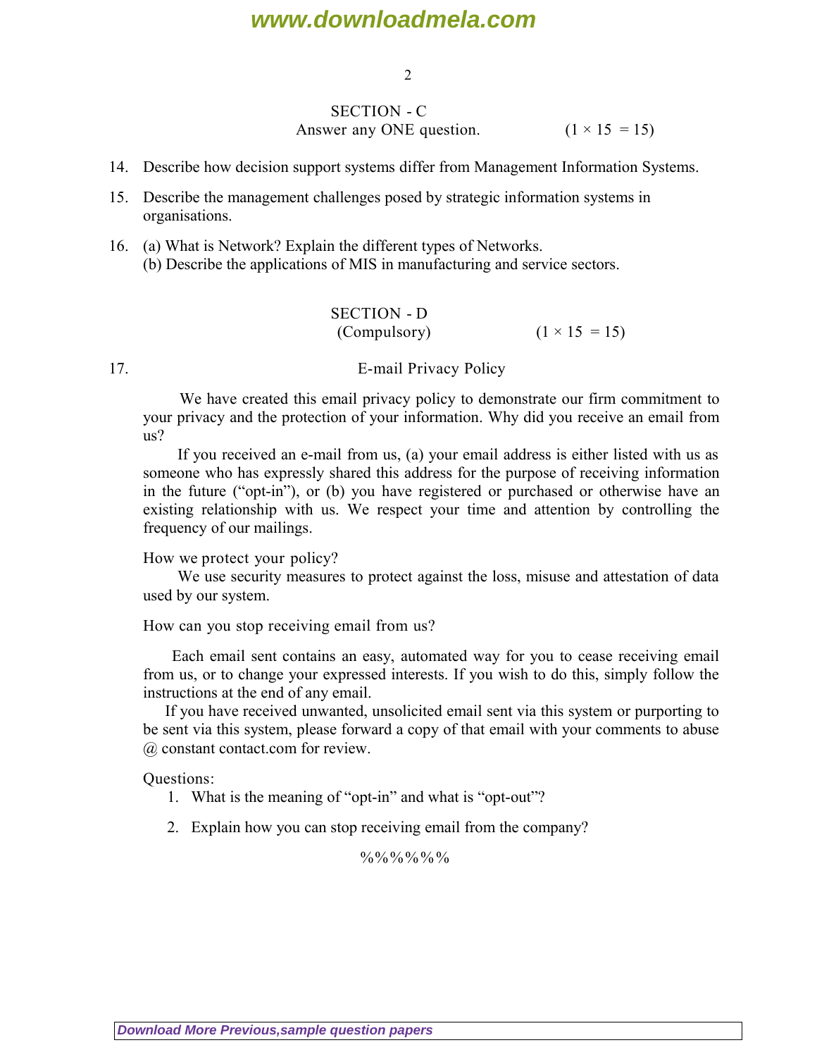## SECTION - C

Answer any ONE question. (1 × 15 = 15)

14. Describe how decision support systems differ from Management Information Systems.

15. Describe the management challenges posed by strategic information systems in organisations.

16. (a) What is Network? Explain the different types of Networks.
    (b) Describe the applications of MIS in manufacturing and service sectors.

## SECTION - D

(Compulsory) (1 × 15 = 15)

17. **E-mail Privacy Policy**

We have created this email privacy policy to demonstrate our firm commitment to your privacy and the protection of your information. Why did you receive an email from us?

If you received an e-mail from us, (a) your email address is either listed with us as someone who has expressly shared this address for the purpose of receiving information in the future ("opt-in"), or (b) you have registered or purchased or otherwise have an existing relationship with us. We respect your time and attention by controlling the frequency of our mailings.

How we protect your policy?

We use security measures to protect against the loss, misuse and attestation of data used by our system.

How can you stop receiving email from us?

Each email sent contains an easy, automated way for you to cease receiving email from us, or to change your expressed interests. If you wish to do this, simply follow the instructions at the end of any email.

If you have received unwanted, unsolicited email sent via this system or purporting to be sent via this system, please forward a copy of that email with your comments to abuse @ constant contact.com for review.

Questions:

1. What is the meaning of "opt-in" and what is "opt-out"?
2. Explain how you can stop receiving email from the company?

%%%%%%